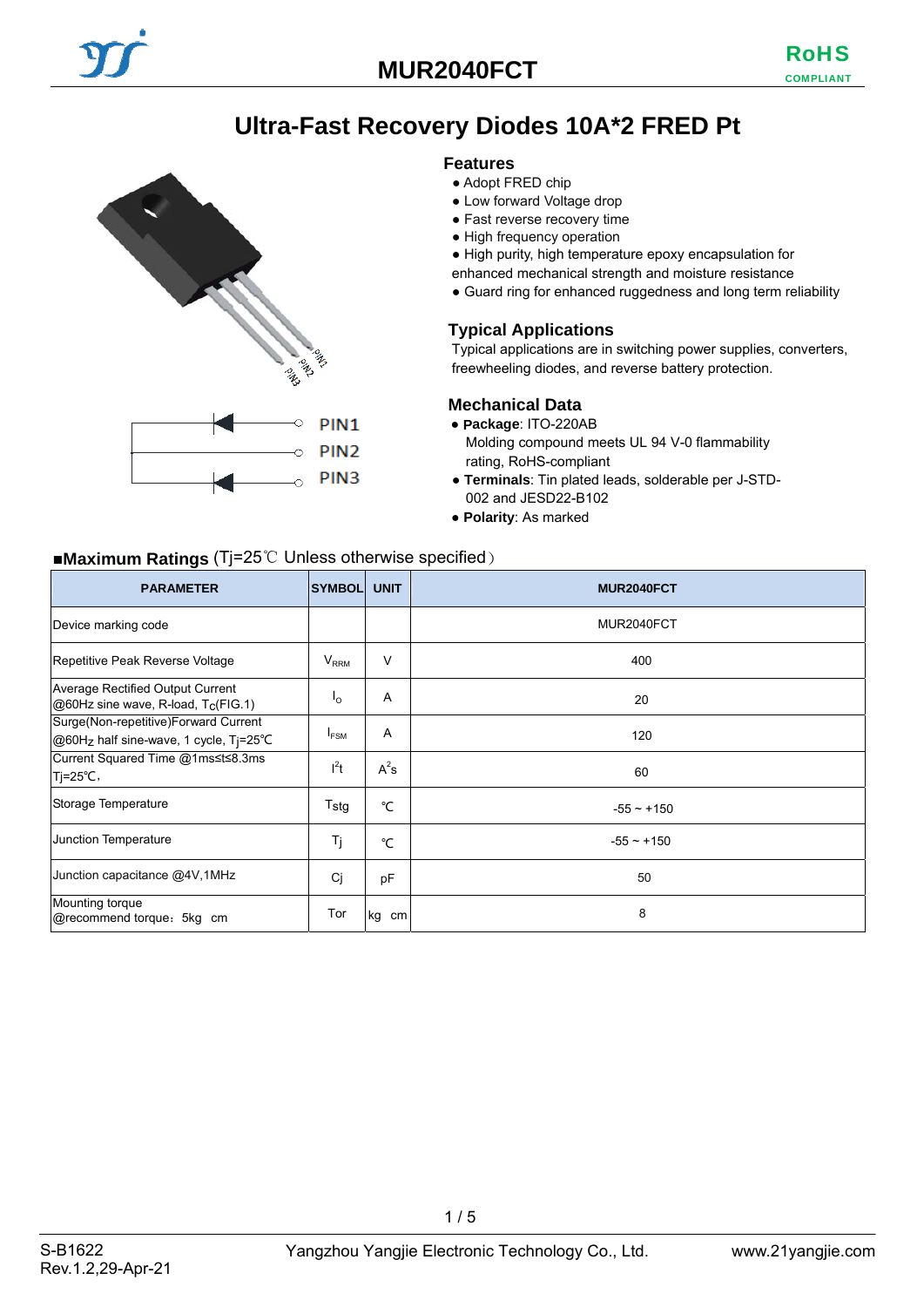# MUR2040FCT

## Ultra-Fast Recovery Diodes 10A*2 FRED Pt

PIN1
PIN2
PIN3

### Features

- Adopt FRED chip
- Low forward Voltage drop
- Fast reverse recovery time
- High frequency operation
- High purity, high temperature epoxy encapsulation for enhanced mechanical strength and moisture resistance
- Guard ring for enhanced ruggedness and long term reliability

### Typical Applications

Typical applications are in switching power supplies, converters, freewheeling diodes, and reverse battery protection.

### Mechanical Data

- **Package**: ITO-220AB
  Molding compound meets UL 94 V-0 flammability rating, RoHS-compliant
- **Terminals**: Tin plated leads, solderable per J-STD-002 and JESD22-B102
- **Polarity**: As marked

### ■Maximum Ratings (Tj=25℃ Unless otherwise specified）

| PARAMETER | SYMBOL | UNIT | MUR2040FCT |
|---|---|---|---|
| Device marking code | | | MUR2040FCT |
| Repetitive Peak Reverse Voltage | $V_{RRM}$ | V | 400 |
| Average Rectified Output Current @60Hz sine wave, R-load, $T_C$(FIG.1) | $I_o$ | A | 20 |
| Surge(Non-repetitive)Forward Current @60$H_Z$ half sine-wave, 1 cycle, $T_j$=25℃ | $I_{FSM}$ | A | 120 |
| Current Squared Time @1ms≤t≤8.3ms Tj=25℃, | $I^2t$ | $A^2s$ | 60 |
| Storage Temperature | Tstg | ℃ | -55 ~ +150 |
| Junction Temperature | Tj | ℃ | -55 ~ +150 |
| Junction capacitance @4V,1MHz | Cj | pF | 50 |
| Mounting torque @recommend torque：5kg cm | Tor | kg cm | 8 |

S-B1622
Rev.1.2,29-Apr-21

Yangzhou Yangjie Electronic Technology Co., Ltd.

www.21yangjie.com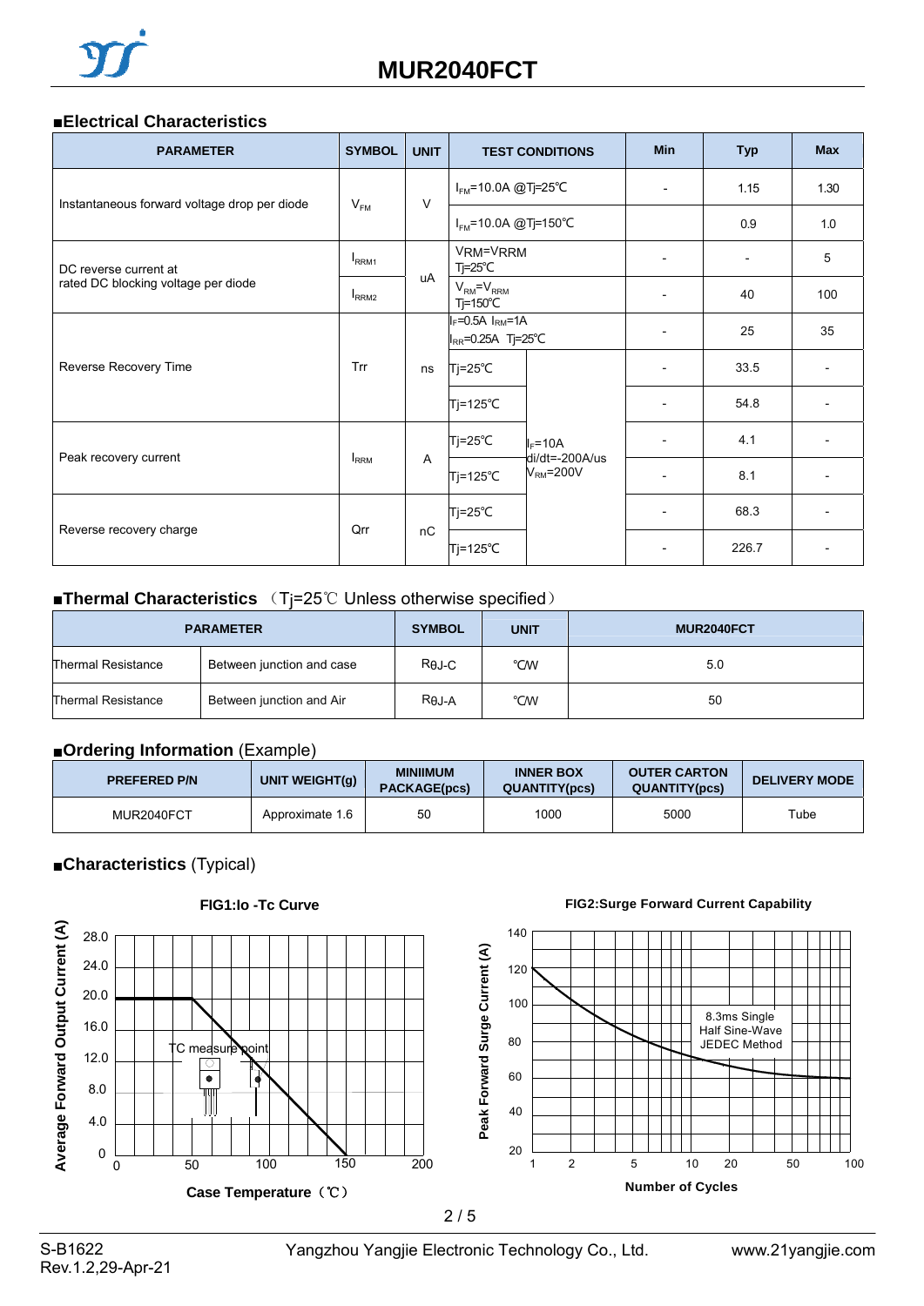## ■Electrical Characteristics

| PARAMETER | SYMBOL | UNIT | TEST CONDITIONS | | Min | Typ | Max |
|---|---|---|---|---|---|---|---|
| Instantaneous forward voltage drop per diode | $V_{FM}$ | V | $I_{FM}$=10.0A @Tj=25℃ | | - | 1.15 | 1.30 |
| | | | $I_{FM}$=10.0A @Tj=150℃ | | | 0.9 | 1.0 |
| DC reverse current at rated DC blocking voltage per diode | $I_{RRM1}$ | uA | VRM=VRRM Tj=25℃ | | - | - | 5 |
| | $I_{RRM2}$ | | $V_{RM}$=$V_{RRM}$ Tj=150℃ | | - | 40 | 100 |
| Reverse Recovery Time | Trr | ns | $I_F$=0.5A $I_{RM}$=1A $I_{RR}$=0.25A Tj=25℃ | | - | 25 | 35 |
| | | | Tj=25℃ | $I_F$=10A di/dt=-200A/us $V_{RM}$=200V | - | 33.5 | - |
| | | | Tj=125℃ | | - | 54.8 | - |
| Peak recovery current | $I_{RRM}$ | A | Tj=25℃ | | - | 4.1 | - |
| | | | Tj=125℃ | | - | 8.1 | - |
| Reverse recovery charge | Qrr | nC | Tj=25℃ | | - | 68.3 | - |
| | | | Tj=125℃ | | - | 226.7 | - |

## ■Thermal Characteristics （Tj=25℃ Unless otherwise specified）

| PARAMETER | | SYMBOL | UNIT | MUR2040FCT |
|---|---|---|---|---|
| Thermal Resistance | Between junction and case | RθJ-C | ℃/W | 5.0 |
| Thermal Resistance | Between junction and Air | RθJ-A | ℃/W | 50 |

## ■Ordering Information (Example)

| PREFERED P/N | UNIT WEIGHT(g) | MINIIMUM PACKAGE(pcs) | INNER BOX QUANTITY(pcs) | OUTER CARTON QUANTITY(pcs) | DELIVERY MODE |
|---|---|---|---|---|---|
| MUR2040FCT | Approximate 1.6 | 50 | 1000 | 5000 | Tube |

## ■Characteristics (Typical)

FIG1:Io -Tc Curve

FIG2:Surge Forward Current Capability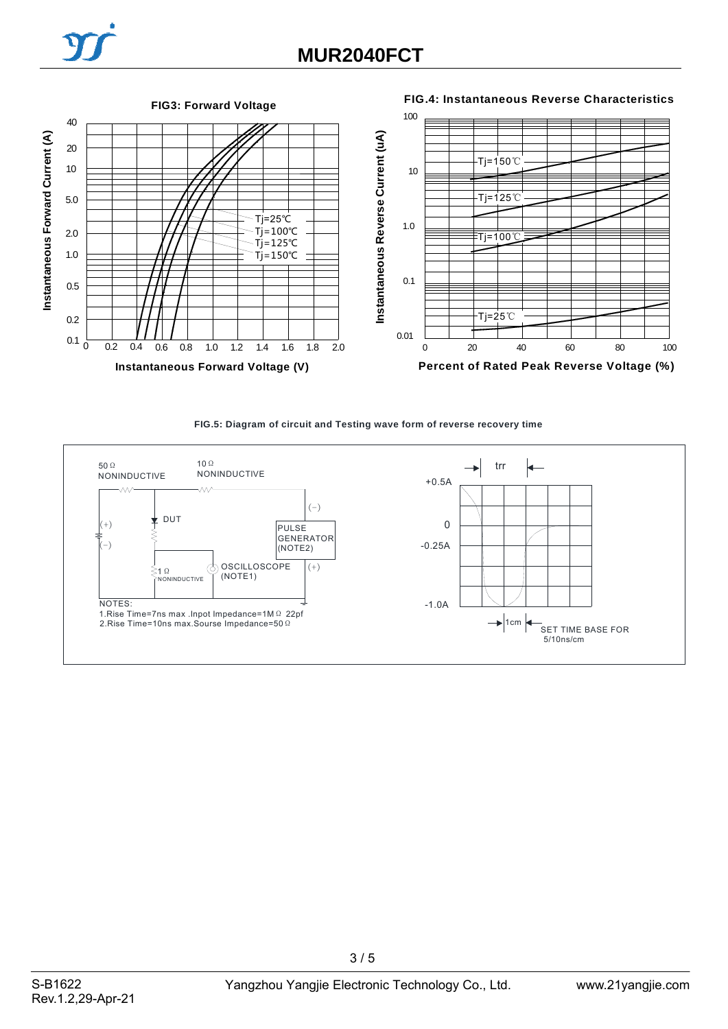# MUR2040FCT

**FIG3: Forward Voltage**

Instantaneous Forward Current (A)

40, 20, 10, 5.0, 2.0, 1.0, 0.5, 0.2, 0.1

Tj=25℃
Tj=100℃
Tj=125℃
Tj=150℃

0, 0.2, 0.4, 0.6, 0.8, 1.0, 1.2, 1.4, 1.6, 1.8, 2.0

**Instantaneous Forward Voltage (V)**

**FIG.4: Instantaneous Reverse Characteristics**

Instantaneous Reverse Current (uA)

100, 10, 1.0, 0.1, 0.01

Tj=150℃
Tj=125℃
Tj=100℃
Tj=25℃

0, 20, 40, 60, 80, 100

**Percent of Rated Peak Reverse Voltage (%)**

**FIG.5: Diagram of circuit and Testing wave form of reverse recovery time**

50Ω NONINDUCTIVE
10Ω NONINDUCTIVE
DUT
(+)
(−)
PULSE GENERATOR (NOTE2)
1Ω NONINDUCTIVE
OSCILLOSCOPE (NOTE1)

NOTES:
1.Rise Time=7ns max .Inpot Impedance=1MΩ 22pf
2.Rise Time=10ns max.Sourse Impedance=50Ω

trr
+0.5A
0
-0.25A
-1.0A
1cm
SET TIME BASE FOR 5/10ns/cm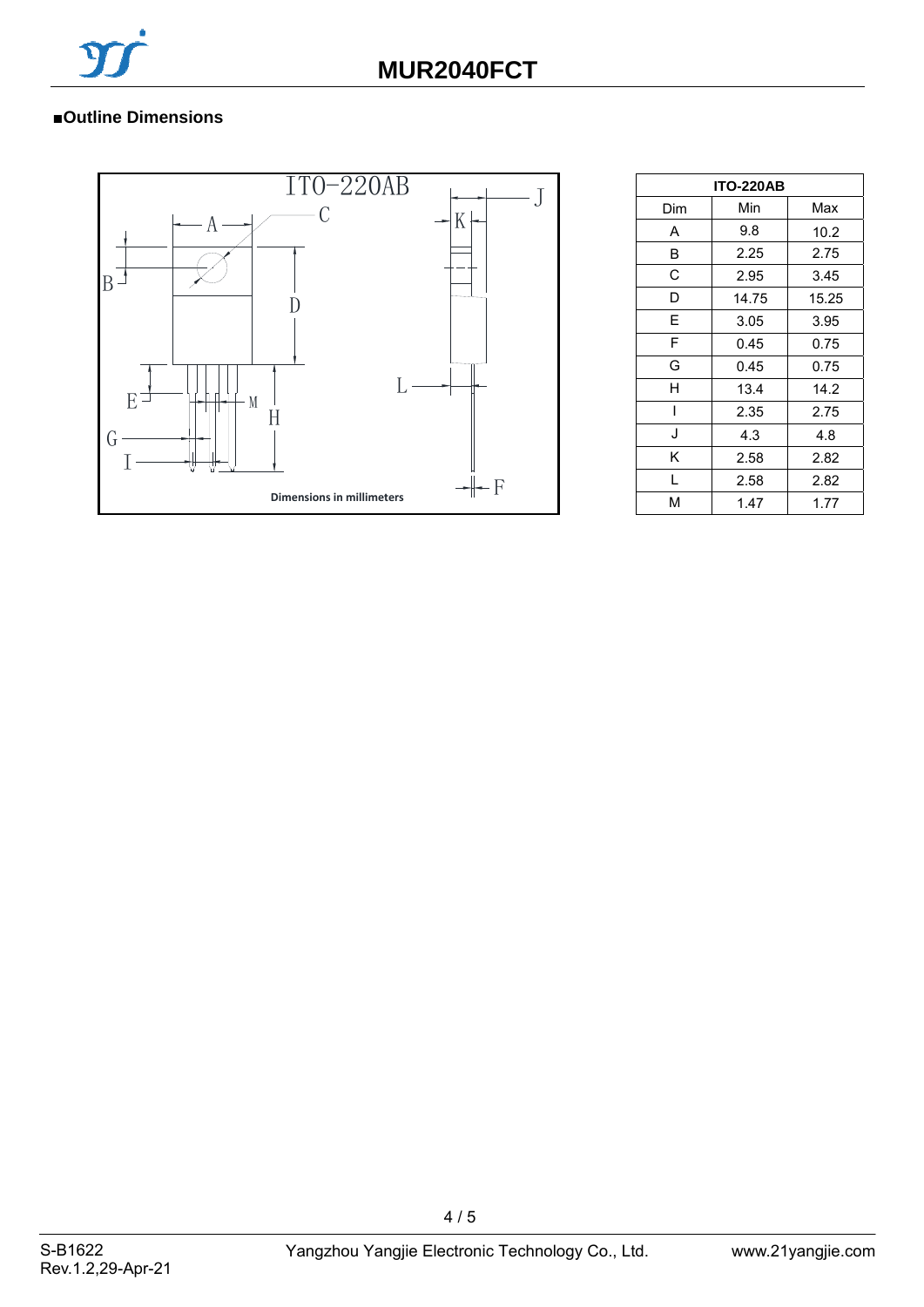# MUR2040FCT

## ■Outline Dimensions

ITO-220AB

Dimensions in millimeters

| ITO-220AB | | |
|---|---|---|
| Dim | Min | Max |
| A | 9.8 | 10.2 |
| B | 2.25 | 2.75 |
| C | 2.95 | 3.45 |
| D | 14.75 | 15.25 |
| E | 3.05 | 3.95 |
| F | 0.45 | 0.75 |
| G | 0.45 | 0.75 |
| H | 13.4 | 14.2 |
| I | 2.35 | 2.75 |
| J | 4.3 | 4.8 |
| K | 2.58 | 2.82 |
| L | 2.58 | 2.82 |
| M | 1.47 | 1.77 |

S-B1622
Rev.1.2,29-Apr-21

Yangzhou Yangjie Electronic Technology Co., Ltd.

www.21yangjie.com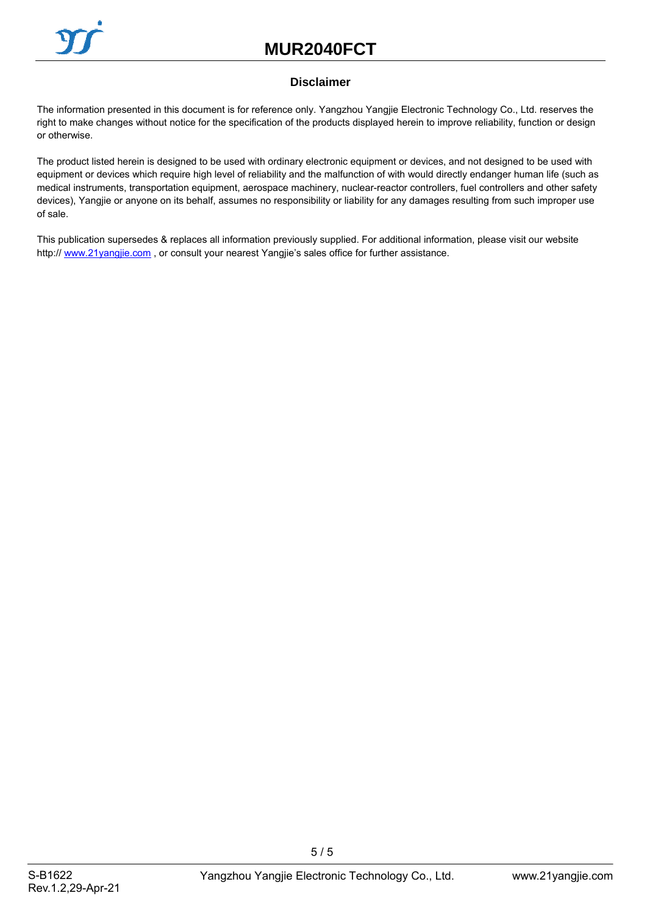## Disclaimer

The information presented in this document is for reference only. Yangzhou Yangjie Electronic Technology Co., Ltd. reserves the right to make changes without notice for the specification of the products displayed herein to improve reliability, function or design or otherwise.

The product listed herein is designed to be used with ordinary electronic equipment or devices, and not designed to be used with equipment or devices which require high level of reliability and the malfunction of with would directly endanger human life (such as medical instruments, transportation equipment, aerospace machinery, nuclear-reactor controllers, fuel controllers and other safety devices), Yangjie or anyone on its behalf, assumes no responsibility or liability for any damages resulting from such improper use of sale.

This publication supersedes & replaces all information previously supplied. For additional information, please visit our website http:// www.21yangjie.com , or consult your nearest Yangjie's sales office for further assistance.